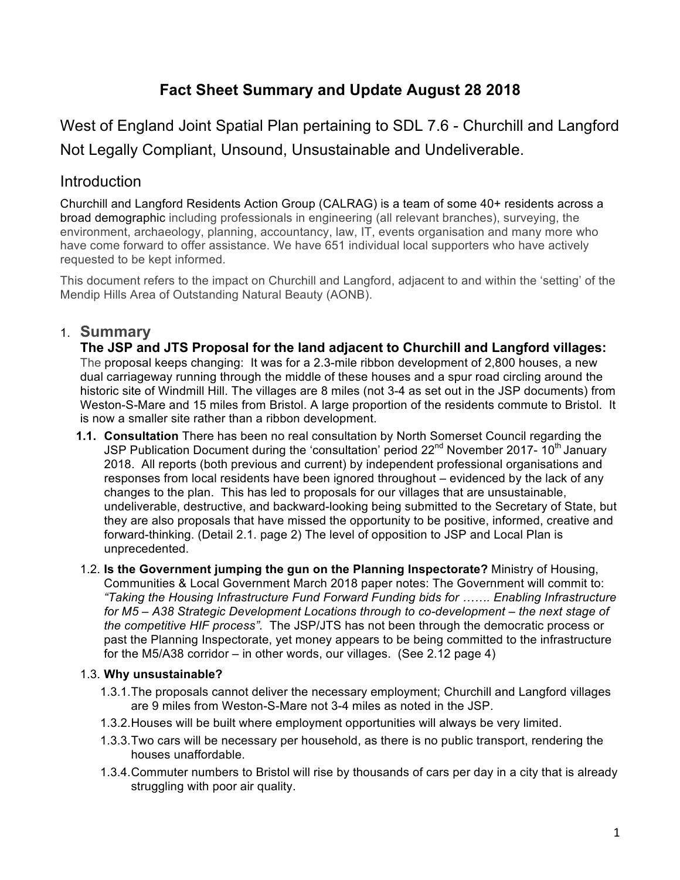# Fact Sheet Summary and Update August 28 2018

## West of England Joint Spatial Plan pertaining to SDL 7.6 - Churchill and Langford Not Legally Compliant, Unsound, Unsustainable and Undeliverable.

## Introduction

Churchill and Langford Residents Action Group (CALRAG) is a team of some 40+ residents across a broad demographic including professionals in engineering (all relevant branches), surveying, the environment, archaeology, planning, accountancy, law, IT, events organisation and many more who have come forward to offer assistance. We have 651 individual local supporters who have actively requested to be kept informed.

This document refers to the impact on Churchill and Langford, adjacent to and within the 'setting' of the Mendip Hills Area of Outstanding Natural Beauty (AONB).

### 1. Summary

**The JSP and JTS Proposal for the land adjacent to Churchill and Langford villages:** The proposal keeps changing: It was for a 2.3-mile ribbon development of 2,800 houses, a new dual carriageway running through the middle of these houses and a spur road circling around the historic site of Windmill Hill. The villages are 8 miles (not 3-4 as set out in the JSP documents) from Weston-S-Mare and 15 miles from Bristol. A large proportion of the residents commute to Bristol. It is now a smaller site rather than a ribbon development.

- **1.1. Consultation** There has been no real consultation by North Somerset Council regarding the JSP Publication Document during the 'consultation' period 22nd November 2017- 10th January 2018. All reports (both previous and current) by independent professional organisations and responses from local residents have been ignored throughout – evidenced by the lack of any changes to the plan. This has led to proposals for our villages that are unsustainable, undeliverable, destructive, and backward-looking being submitted to the Secretary of State, but they are also proposals that have missed the opportunity to be positive, informed, creative and forward-thinking. (Detail 2.1. page 2) The level of opposition to JSP and Local Plan is unprecedented.
- 1.2. **Is the Government jumping the gun on the Planning Inspectorate?** Ministry of Housing, Communities & Local Government March 2018 paper notes: The Government will commit to: *"Taking the Housing Infrastructure Fund Forward Funding bids for ……. Enabling Infrastructure for M5 – A38 Strategic Development Locations through to co-development – the next stage of the competitive HIF process"*. The JSP/JTS has not been through the democratic process or past the Planning Inspectorate, yet money appears to be being committed to the infrastructure for the M5/A38 corridor – in other words, our villages. (See 2.12 page 4)
- 1.3. **Why unsustainable?**
  - 1.3.1. The proposals cannot deliver the necessary employment; Churchill and Langford villages are 9 miles from Weston-S-Mare not 3-4 miles as noted in the JSP.
  - 1.3.2. Houses will be built where employment opportunities will always be very limited.
  - 1.3.3. Two cars will be necessary per household, as there is no public transport, rendering the houses unaffordable.
  - 1.3.4. Commuter numbers to Bristol will rise by thousands of cars per day in a city that is already struggling with poor air quality.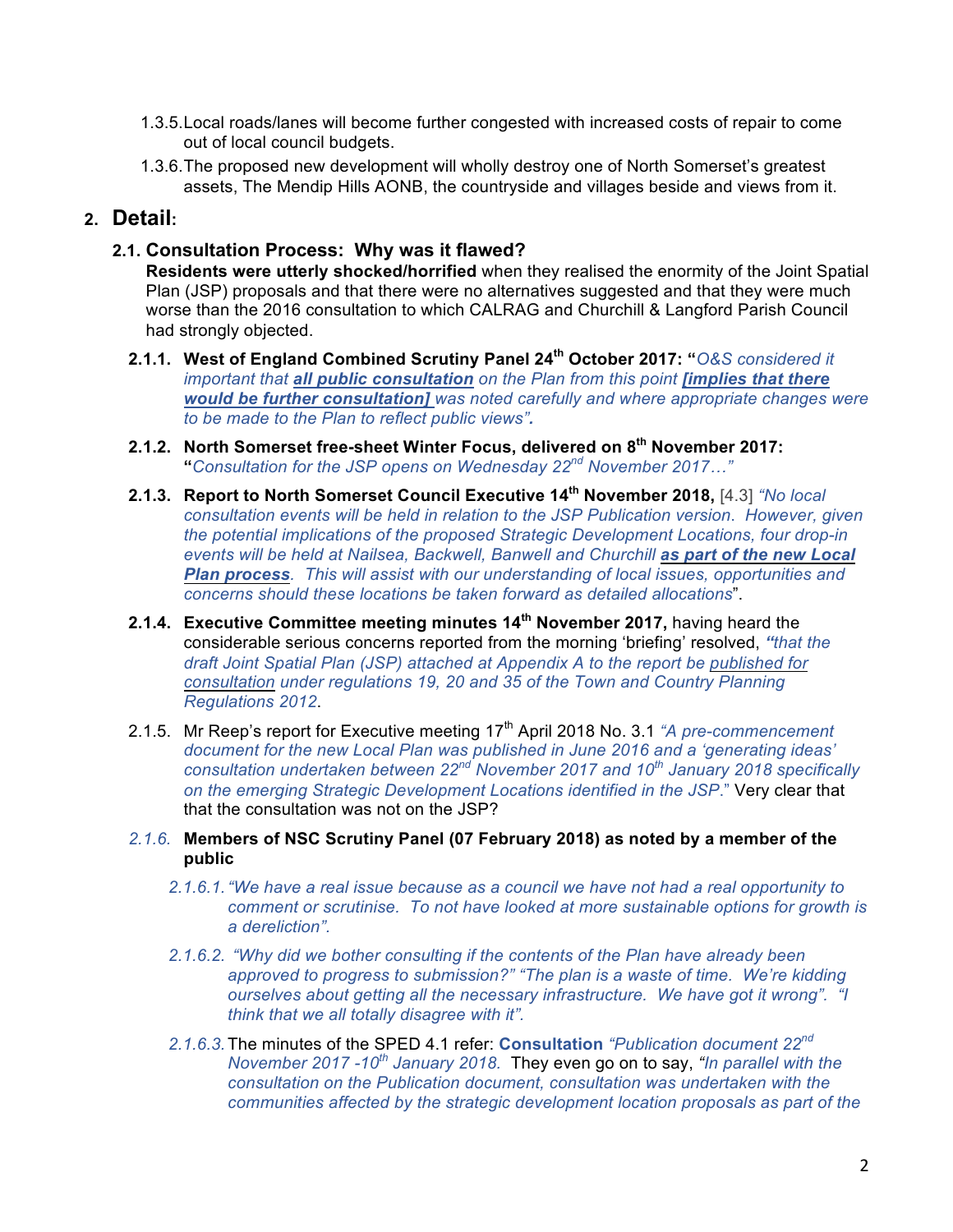1.3.5. Local roads/lanes will become further congested with increased costs of repair to come out of local council budgets.

1.3.6. The proposed new development will wholly destroy one of North Somerset's greatest assets, The Mendip Hills AONB, the countryside and villages beside and views from it.

## 2. Detail:

### 2.1. Consultation Process: Why was it flawed?

**Residents were utterly shocked/horrified** when they realised the enormity of the Joint Spatial Plan (JSP) proposals and that there were no alternatives suggested and that they were much worse than the 2016 consultation to which CALRAG and Churchill & Langford Parish Council had strongly objected.

2.1.1. **West of England Combined Scrutiny Panel 24th October 2017: "***O&S considered it important that* ***all public consultation*** *on the Plan from this point* ***[implies that there would be further consultation]*** *was noted carefully and where appropriate changes were to be made to the Plan to reflect public views"***.**

2.1.2. **North Somerset free-sheet Winter Focus, delivered on 8th November 2017:** **"***Consultation for the JSP opens on Wednesday 22nd November 2017…"*

2.1.3. **Report to North Somerset Council Executive 14th November 2018,** [4.3] *"No local consultation events will be held in relation to the JSP Publication version. However, given the potential implications of the proposed Strategic Development Locations, four drop-in events will be held at Nailsea, Backwell, Banwell and Churchill* ***as part of the new Local Plan process****. This will assist with our understanding of local issues, opportunities and concerns should these locations be taken forward as detailed allocations*".

2.1.4. **Executive Committee meeting minutes 14th November 2017,** having heard the considerable serious concerns reported from the morning 'briefing' resolved, ***"****that the draft Joint Spatial Plan (JSP) attached at Appendix A to the report be published for consultation under regulations 19, 20 and 35 of the Town and Country Planning Regulations 2012*.

2.1.5. Mr Reep's report for Executive meeting 17th April 2018 No. 3.1 *"A pre-commencement document for the new Local Plan was published in June 2016 and a 'generating ideas' consultation undertaken between 22nd November 2017 and 10th January 2018 specifically on the emerging Strategic Development Locations identified in the JSP*." Very clear that that the consultation was not on the JSP?

*2.1.6.* **Members of NSC Scrutiny Panel (07 February 2018) as noted by a member of the public**

*2.1.6.1. "We have a real issue because as a council we have not had a real opportunity to comment or scrutinise. To not have looked at more sustainable options for growth is a dereliction".*

*2.1.6.2. "Why did we bother consulting if the contents of the Plan have already been approved to progress to submission?" "The plan is a waste of time. We're kidding ourselves about getting all the necessary infrastructure. We have got it wrong". "I think that we all totally disagree with it".*

*2.1.6.3.* The minutes of the SPED 4.1 refer: **Consultation** *"Publication document 22nd November 2017 -10th January 2018.* They even go on to say, *"In parallel with the consultation on the Publication document, consultation was undertaken with the communities affected by the strategic development location proposals as part of the*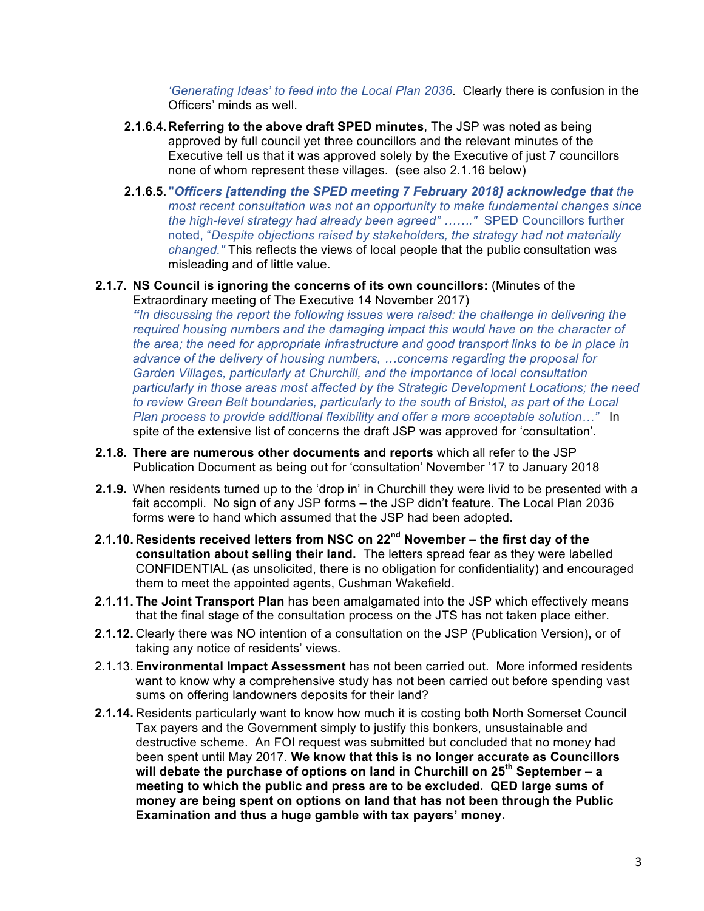*'Generating Ideas' to feed into the Local Plan 2036*. Clearly there is confusion in the Officers' minds as well.

**2.1.6.4. Referring to the above draft SPED minutes**, The JSP was noted as being approved by full council yet three councillors and the relevant minutes of the Executive tell us that it was approved solely by the Executive of just 7 councillors none of whom represent these villages. (see also 2.1.16 below)

**2.1.6.5. "*Officers [attending the SPED meeting 7 February 2018] acknowledge that*** *the most recent consultation was not an opportunity to make fundamental changes since the high-level strategy had already been agreed" ……."* SPED Councillors further noted, "*Despite objections raised by stakeholders, the strategy had not materially changed."* This reflects the views of local people that the public consultation was misleading and of little value.

**2.1.7. NS Council is ignoring the concerns of its own councillors:** (Minutes of the Extraordinary meeting of The Executive 14 November 2017)
***"****In discussing the report the following issues were raised: the challenge in delivering the required housing numbers and the damaging impact this would have on the character of the area; the need for appropriate infrastructure and good transport links to be in place in advance of the delivery of housing numbers, …concerns regarding the proposal for Garden Villages, particularly at Churchill, and the importance of local consultation particularly in those areas most affected by the Strategic Development Locations; the need to review Green Belt boundaries, particularly to the south of Bristol, as part of the Local Plan process to provide additional flexibility and offer a more acceptable solution…"* In spite of the extensive list of concerns the draft JSP was approved for 'consultation'.

**2.1.8. There are numerous other documents and reports** which all refer to the JSP Publication Document as being out for 'consultation' November '17 to January 2018

**2.1.9.** When residents turned up to the 'drop in' in Churchill they were livid to be presented with a fait accompli. No sign of any JSP forms – the JSP didn't feature. The Local Plan 2036 forms were to hand which assumed that the JSP had been adopted.

**2.1.10. Residents received letters from NSC on 22nd November – the first day of the consultation about selling their land.** The letters spread fear as they were labelled CONFIDENTIAL (as unsolicited, there is no obligation for confidentiality) and encouraged them to meet the appointed agents, Cushman Wakefield.

**2.1.11. The Joint Transport Plan** has been amalgamated into the JSP which effectively means that the final stage of the consultation process on the JTS has not taken place either.

**2.1.12.** Clearly there was NO intention of a consultation on the JSP (Publication Version), or of taking any notice of residents' views.

2.1.13. **Environmental Impact Assessment** has not been carried out. More informed residents want to know why a comprehensive study has not been carried out before spending vast sums on offering landowners deposits for their land?

**2.1.14.** Residents particularly want to know how much it is costing both North Somerset Council Tax payers and the Government simply to justify this bonkers, unsustainable and destructive scheme. An FOI request was submitted but concluded that no money had been spent until May 2017. **We know that this is no longer accurate as Councillors will debate the purchase of options on land in Churchill on 25th September – a meeting to which the public and press are to be excluded. QED large sums of money are being spent on options on land that has not been through the Public Examination and thus a huge gamble with tax payers' money.**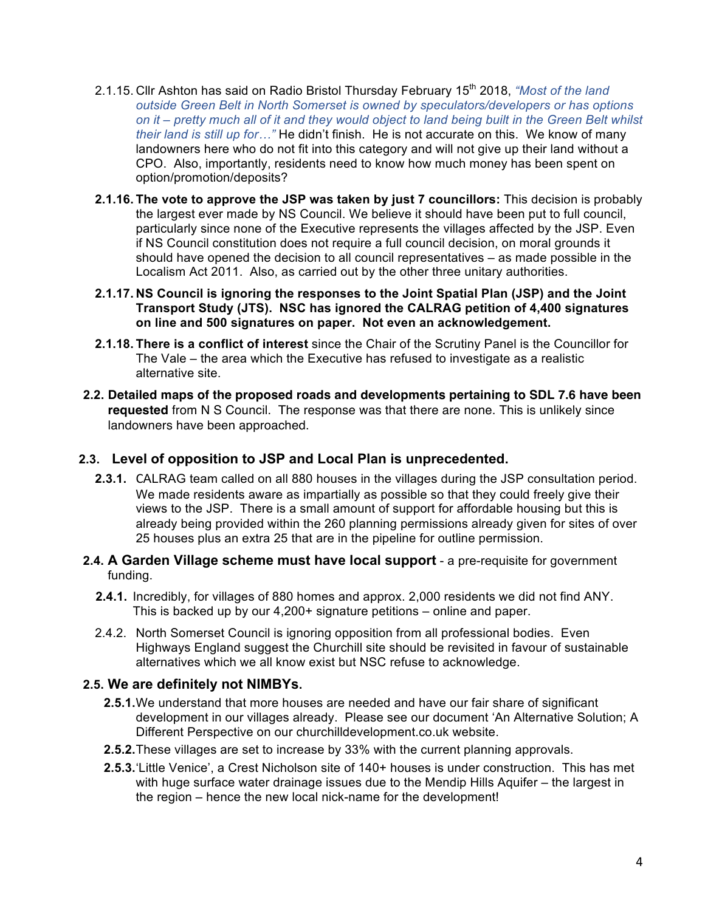2.1.15. Cllr Ashton has said on Radio Bristol Thursday February 15th 2018, *"Most of the land outside Green Belt in North Somerset is owned by speculators/developers or has options on it – pretty much all of it and they would object to land being built in the Green Belt whilst their land is still up for…"* He didn't finish. He is not accurate on this. We know of many landowners here who do not fit into this category and will not give up their land without a CPO. Also, importantly, residents need to know how much money has been spent on option/promotion/deposits?

**2.1.16. The vote to approve the JSP was taken by just 7 councillors:** This decision is probably the largest ever made by NS Council. We believe it should have been put to full council, particularly since none of the Executive represents the villages affected by the JSP. Even if NS Council constitution does not require a full council decision, on moral grounds it should have opened the decision to all council representatives – as made possible in the Localism Act 2011. Also, as carried out by the other three unitary authorities.

**2.1.17. NS Council is ignoring the responses to the Joint Spatial Plan (JSP) and the Joint Transport Study (JTS). NSC has ignored the CALRAG petition of 4,400 signatures on line and 500 signatures on paper. Not even an acknowledgement.**

**2.1.18. There is a conflict of interest** since the Chair of the Scrutiny Panel is the Councillor for The Vale – the area which the Executive has refused to investigate as a realistic alternative site.

**2.2. Detailed maps of the proposed roads and developments pertaining to SDL 7.6 have been requested** from N S Council. The response was that there are none. This is unlikely since landowners have been approached.

## 2.3. Level of opposition to JSP and Local Plan is unprecedented.

**2.3.1.** CALRAG team called on all 880 houses in the villages during the JSP consultation period. We made residents aware as impartially as possible so that they could freely give their views to the JSP. There is a small amount of support for affordable housing but this is already being provided within the 260 planning permissions already given for sites of over 25 houses plus an extra 25 that are in the pipeline for outline permission.

**2.4. A Garden Village scheme must have local support** - a pre-requisite for government funding.

**2.4.1.** Incredibly, for villages of 880 homes and approx. 2,000 residents we did not find ANY. This is backed up by our 4,200+ signature petitions – online and paper.

2.4.2. North Somerset Council is ignoring opposition from all professional bodies. Even Highways England suggest the Churchill site should be revisited in favour of sustainable alternatives which we all know exist but NSC refuse to acknowledge.

## 2.5. We are definitely not NIMBYs.

**2.5.1.** We understand that more houses are needed and have our fair share of significant development in our villages already. Please see our document 'An Alternative Solution; A Different Perspective on our churchilldevelopment.co.uk website.

**2.5.2.** These villages are set to increase by 33% with the current planning approvals.

**2.5.3.** 'Little Venice', a Crest Nicholson site of 140+ houses is under construction. This has met with huge surface water drainage issues due to the Mendip Hills Aquifer – the largest in the region – hence the new local nick-name for the development!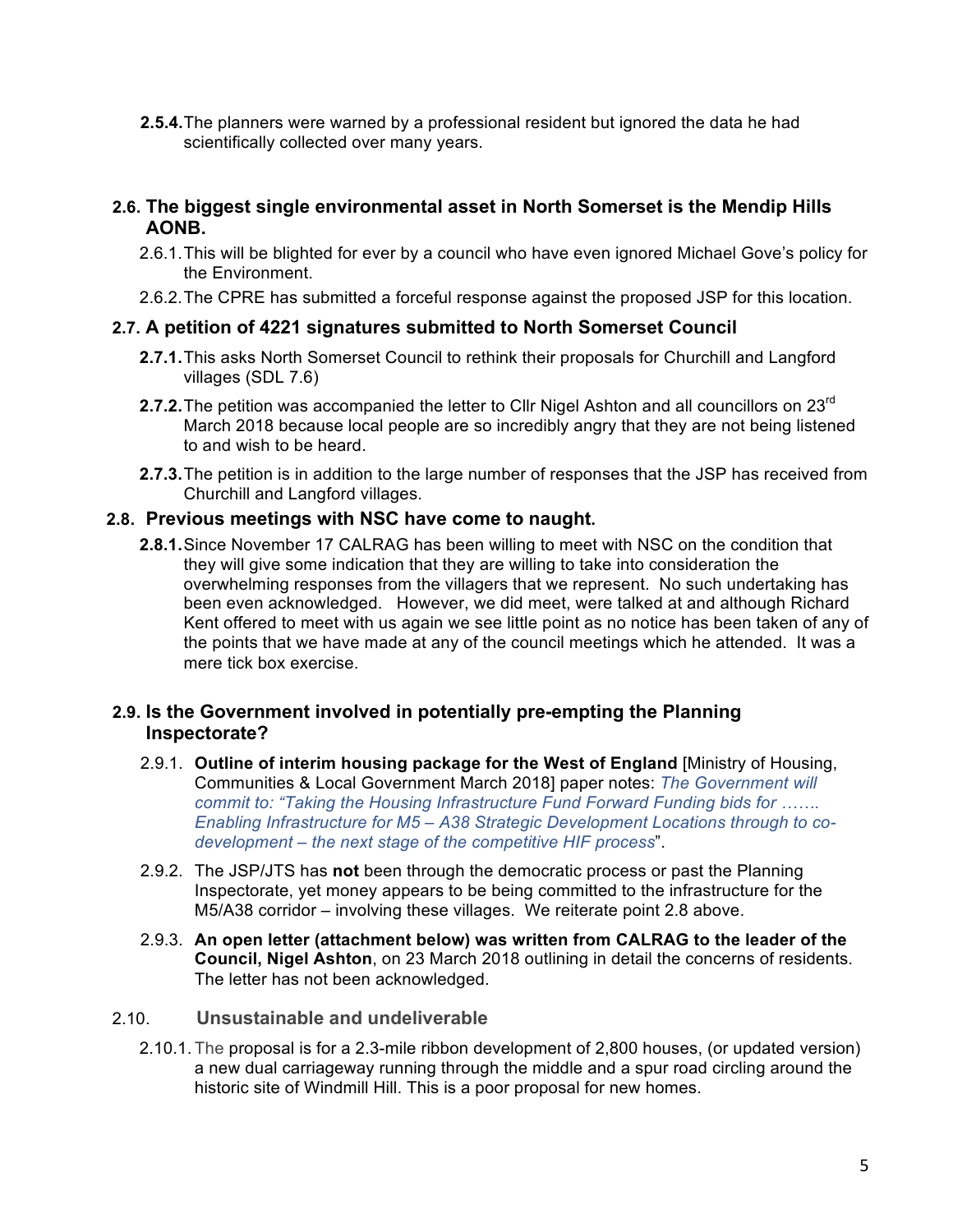**2.5.4.** The planners were warned by a professional resident but ignored the data he had scientifically collected over many years.

### 2.6. The biggest single environmental asset in North Somerset is the Mendip Hills AONB.

2.6.1. This will be blighted for ever by a council who have even ignored Michael Gove's policy for the Environment.

2.6.2. The CPRE has submitted a forceful response against the proposed JSP for this location.

### 2.7. A petition of 4221 signatures submitted to North Somerset Council

**2.7.1.** This asks North Somerset Council to rethink their proposals for Churchill and Langford villages (SDL 7.6)

**2.7.2.** The petition was accompanied the letter to Cllr Nigel Ashton and all councillors on 23rd March 2018 because local people are so incredibly angry that they are not being listened to and wish to be heard.

**2.7.3.** The petition is in addition to the large number of responses that the JSP has received from Churchill and Langford villages.

### 2.8. Previous meetings with NSC have come to naught.

**2.8.1.** Since November 17 CALRAG has been willing to meet with NSC on the condition that they will give some indication that they are willing to take into consideration the overwhelming responses from the villagers that we represent. No such undertaking has been even acknowledged. However, we did meet, were talked at and although Richard Kent offered to meet with us again we see little point as no notice has been taken of any of the points that we have made at any of the council meetings which he attended. It was a mere tick box exercise.

### 2.9. Is the Government involved in potentially pre-empting the Planning Inspectorate?

2.9.1. **Outline of interim housing package for the West of England** [Ministry of Housing, Communities & Local Government March 2018] paper notes: *The Government will commit to: "Taking the Housing Infrastructure Fund Forward Funding bids for ……. Enabling Infrastructure for M5 – A38 Strategic Development Locations through to co-development – the next stage of the competitive HIF process*".

2.9.2. The JSP/JTS has **not** been through the democratic process or past the Planning Inspectorate, yet money appears to be being committed to the infrastructure for the M5/A38 corridor – involving these villages. We reiterate point 2.8 above.

2.9.3. **An open letter (attachment below) was written from CALRAG to the leader of the Council, Nigel Ashton**, on 23 March 2018 outlining in detail the concerns of residents. The letter has not been acknowledged.

### 2.10. Unsustainable and undeliverable

2.10.1. The proposal is for a 2.3-mile ribbon development of 2,800 houses, (or updated version) a new dual carriageway running through the middle and a spur road circling around the historic site of Windmill Hill. This is a poor proposal for new homes.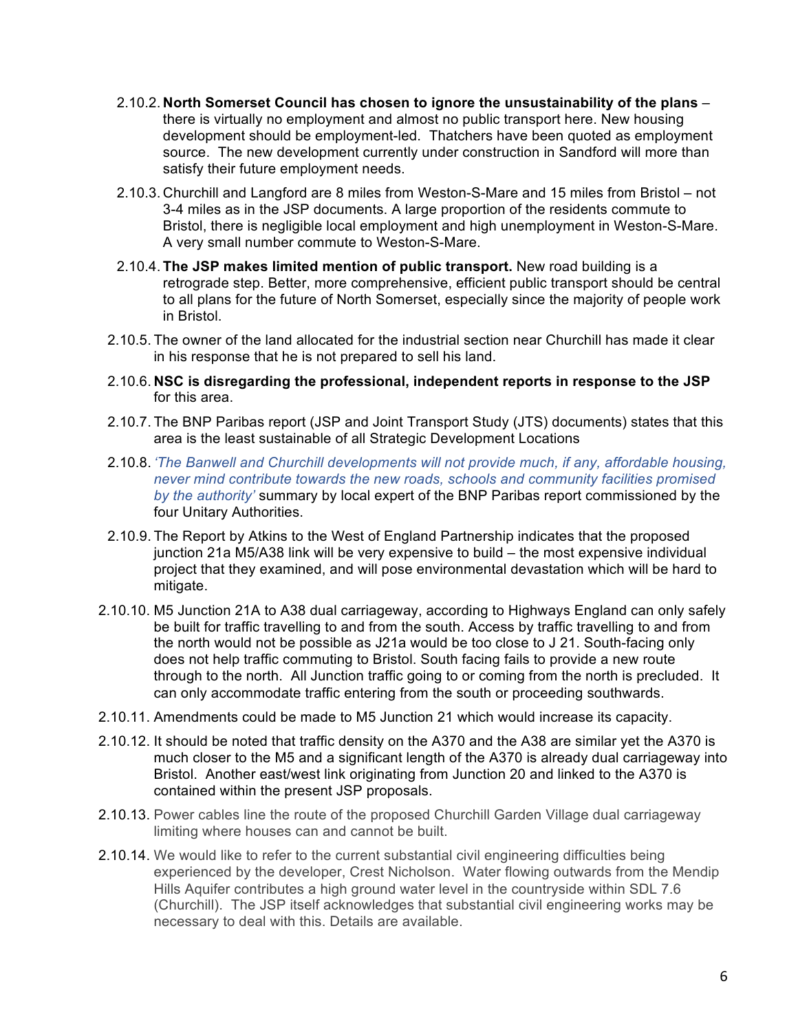2.10.2. **North Somerset Council has chosen to ignore the unsustainability of the plans** – there is virtually no employment and almost no public transport here. New housing development should be employment-led. Thatchers have been quoted as employment source. The new development currently under construction in Sandford will more than satisfy their future employment needs.

2.10.3. Churchill and Langford are 8 miles from Weston-S-Mare and 15 miles from Bristol – not 3-4 miles as in the JSP documents. A large proportion of the residents commute to Bristol, there is negligible local employment and high unemployment in Weston-S-Mare. A very small number commute to Weston-S-Mare.

2.10.4. **The JSP makes limited mention of public transport.** New road building is a retrograde step. Better, more comprehensive, efficient public transport should be central to all plans for the future of North Somerset, especially since the majority of people work in Bristol.

2.10.5. The owner of the land allocated for the industrial section near Churchill has made it clear in his response that he is not prepared to sell his land.

2.10.6. **NSC is disregarding the professional, independent reports in response to the JSP** for this area.

2.10.7. The BNP Paribas report (JSP and Joint Transport Study (JTS) documents) states that this area is the least sustainable of all Strategic Development Locations

2.10.8. *'The Banwell and Churchill developments will not provide much, if any, affordable housing, never mind contribute towards the new roads, schools and community facilities promised by the authority'* summary by local expert of the BNP Paribas report commissioned by the four Unitary Authorities.

2.10.9. The Report by Atkins to the West of England Partnership indicates that the proposed junction 21a M5/A38 link will be very expensive to build – the most expensive individual project that they examined, and will pose environmental devastation which will be hard to mitigate.

2.10.10. M5 Junction 21A to A38 dual carriageway, according to Highways England can only safely be built for traffic travelling to and from the south. Access by traffic travelling to and from the north would not be possible as J21a would be too close to J 21. South-facing only does not help traffic commuting to Bristol. South facing fails to provide a new route through to the north. All Junction traffic going to or coming from the north is precluded. It can only accommodate traffic entering from the south or proceeding southwards.

2.10.11. Amendments could be made to M5 Junction 21 which would increase its capacity.

2.10.12. It should be noted that traffic density on the A370 and the A38 are similar yet the A370 is much closer to the M5 and a significant length of the A370 is already dual carriageway into Bristol. Another east/west link originating from Junction 20 and linked to the A370 is contained within the present JSP proposals.

2.10.13. Power cables line the route of the proposed Churchill Garden Village dual carriageway limiting where houses can and cannot be built.

2.10.14. We would like to refer to the current substantial civil engineering difficulties being experienced by the developer, Crest Nicholson. Water flowing outwards from the Mendip Hills Aquifer contributes a high ground water level in the countryside within SDL 7.6 (Churchill). The JSP itself acknowledges that substantial civil engineering works may be necessary to deal with this. Details are available.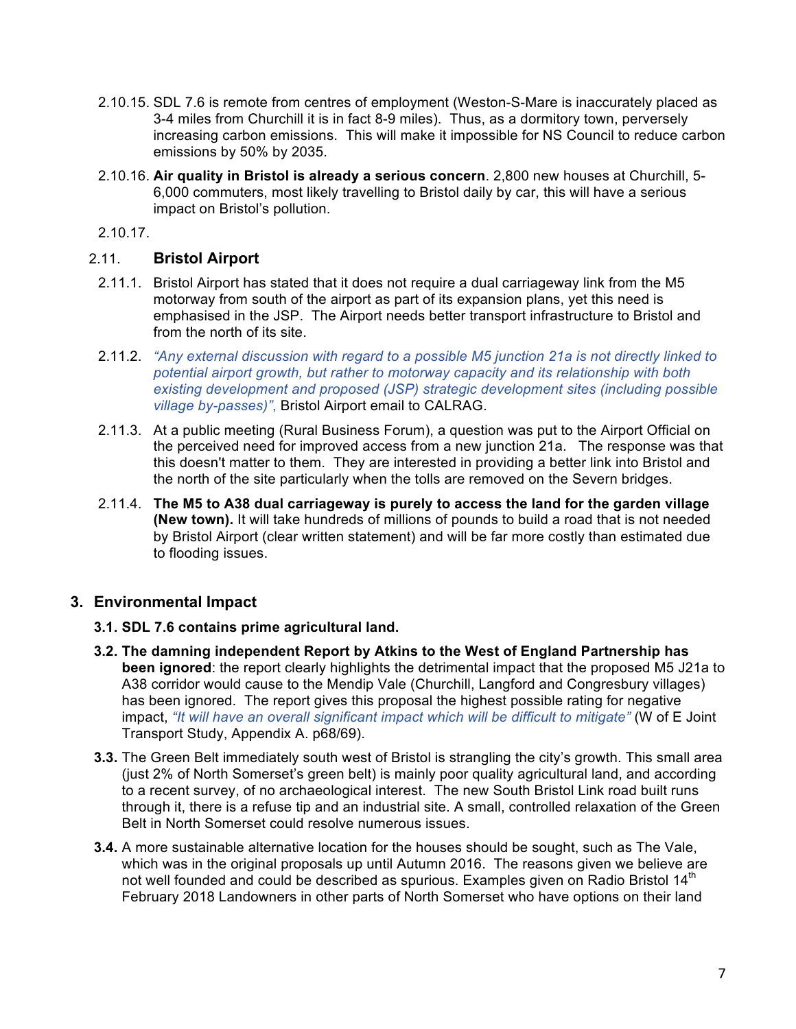2.10.15. SDL 7.6 is remote from centres of employment (Weston-S-Mare is inaccurately placed as 3-4 miles from Churchill it is in fact 8-9 miles). Thus, as a dormitory town, perversely increasing carbon emissions. This will make it impossible for NS Council to reduce carbon emissions by 50% by 2035.

2.10.16. **Air quality in Bristol is already a serious concern**. 2,800 new houses at Churchill, 5-6,000 commuters, most likely travelling to Bristol daily by car, this will have a serious impact on Bristol's pollution.

2.10.17.

### 2.11. Bristol Airport

2.11.1. Bristol Airport has stated that it does not require a dual carriageway link from the M5 motorway from south of the airport as part of its expansion plans, yet this need is emphasised in the JSP. The Airport needs better transport infrastructure to Bristol and from the north of its site.

2.11.2. *"Any external discussion with regard to a possible M5 junction 21a is not directly linked to potential airport growth, but rather to motorway capacity and its relationship with both existing development and proposed (JSP) strategic development sites (including possible village by-passes)"*, Bristol Airport email to CALRAG.

2.11.3. At a public meeting (Rural Business Forum), a question was put to the Airport Official on the perceived need for improved access from a new junction 21a. The response was that this doesn't matter to them. They are interested in providing a better link into Bristol and the north of the site particularly when the tolls are removed on the Severn bridges.

2.11.4. **The M5 to A38 dual carriageway is purely to access the land for the garden village (New town).** It will take hundreds of millions of pounds to build a road that is not needed by Bristol Airport (clear written statement) and will be far more costly than estimated due to flooding issues.

## 3. Environmental Impact

**3.1. SDL 7.6 contains prime agricultural land.**

**3.2. The damning independent Report by Atkins to the West of England Partnership has been ignored**: the report clearly highlights the detrimental impact that the proposed M5 J21a to A38 corridor would cause to the Mendip Vale (Churchill, Langford and Congresbury villages) has been ignored. The report gives this proposal the highest possible rating for negative impact, *"It will have an overall significant impact which will be difficult to mitigate"* (W of E Joint Transport Study, Appendix A. p68/69).

**3.3.** The Green Belt immediately south west of Bristol is strangling the city's growth. This small area (just 2% of North Somerset's green belt) is mainly poor quality agricultural land, and according to a recent survey, of no archaeological interest. The new South Bristol Link road built runs through it, there is a refuse tip and an industrial site. A small, controlled relaxation of the Green Belt in North Somerset could resolve numerous issues.

**3.4.** A more sustainable alternative location for the houses should be sought, such as The Vale, which was in the original proposals up until Autumn 2016. The reasons given we believe are not well founded and could be described as spurious. Examples given on Radio Bristol 14th February 2018 Landowners in other parts of North Somerset who have options on their land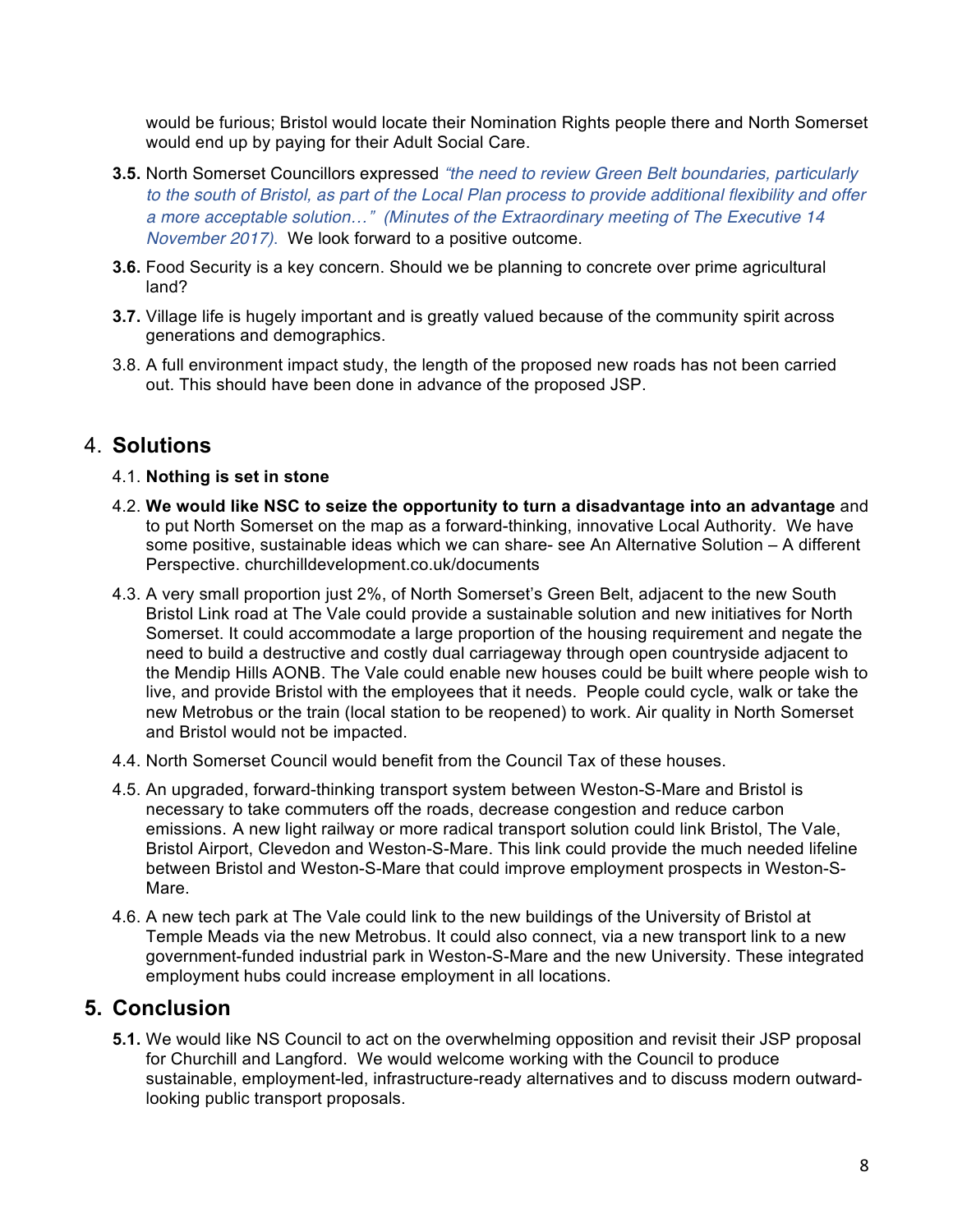would be furious; Bristol would locate their Nomination Rights people there and North Somerset would end up by paying for their Adult Social Care.

**3.5.** North Somerset Councillors expressed *"the need to review Green Belt boundaries, particularly to the south of Bristol, as part of the Local Plan process to provide additional flexibility and offer a more acceptable solution…" (Minutes of the Extraordinary meeting of The Executive 14 November 2017).* We look forward to a positive outcome.

**3.6.** Food Security is a key concern. Should we be planning to concrete over prime agricultural land?

**3.7.** Village life is hugely important and is greatly valued because of the community spirit across generations and demographics.

3.8. A full environment impact study, the length of the proposed new roads has not been carried out. This should have been done in advance of the proposed JSP.

## 4. Solutions

4.1. **Nothing is set in stone**

4.2. **We would like NSC to seize the opportunity to turn a disadvantage into an advantage** and to put North Somerset on the map as a forward-thinking, innovative Local Authority. We have some positive, sustainable ideas which we can share- see An Alternative Solution – A different Perspective. churchilldevelopment.co.uk/documents

4.3. A very small proportion just 2%, of North Somerset's Green Belt, adjacent to the new South Bristol Link road at The Vale could provide a sustainable solution and new initiatives for North Somerset. It could accommodate a large proportion of the housing requirement and negate the need to build a destructive and costly dual carriageway through open countryside adjacent to the Mendip Hills AONB. The Vale could enable new houses could be built where people wish to live, and provide Bristol with the employees that it needs. People could cycle, walk or take the new Metrobus or the train (local station to be reopened) to work. Air quality in North Somerset and Bristol would not be impacted.

4.4. North Somerset Council would benefit from the Council Tax of these houses.

4.5. An upgraded, forward-thinking transport system between Weston-S-Mare and Bristol is necessary to take commuters off the roads, decrease congestion and reduce carbon emissions. A new light railway or more radical transport solution could link Bristol, The Vale, Bristol Airport, Clevedon and Weston-S-Mare. This link could provide the much needed lifeline between Bristol and Weston-S-Mare that could improve employment prospects in Weston-S-Mare.

4.6. A new tech park at The Vale could link to the new buildings of the University of Bristol at Temple Meads via the new Metrobus. It could also connect, via a new transport link to a new government-funded industrial park in Weston-S-Mare and the new University. These integrated employment hubs could increase employment in all locations.

## 5. Conclusion

**5.1.** We would like NS Council to act on the overwhelming opposition and revisit their JSP proposal for Churchill and Langford. We would welcome working with the Council to produce sustainable, employment-led, infrastructure-ready alternatives and to discuss modern outward-looking public transport proposals.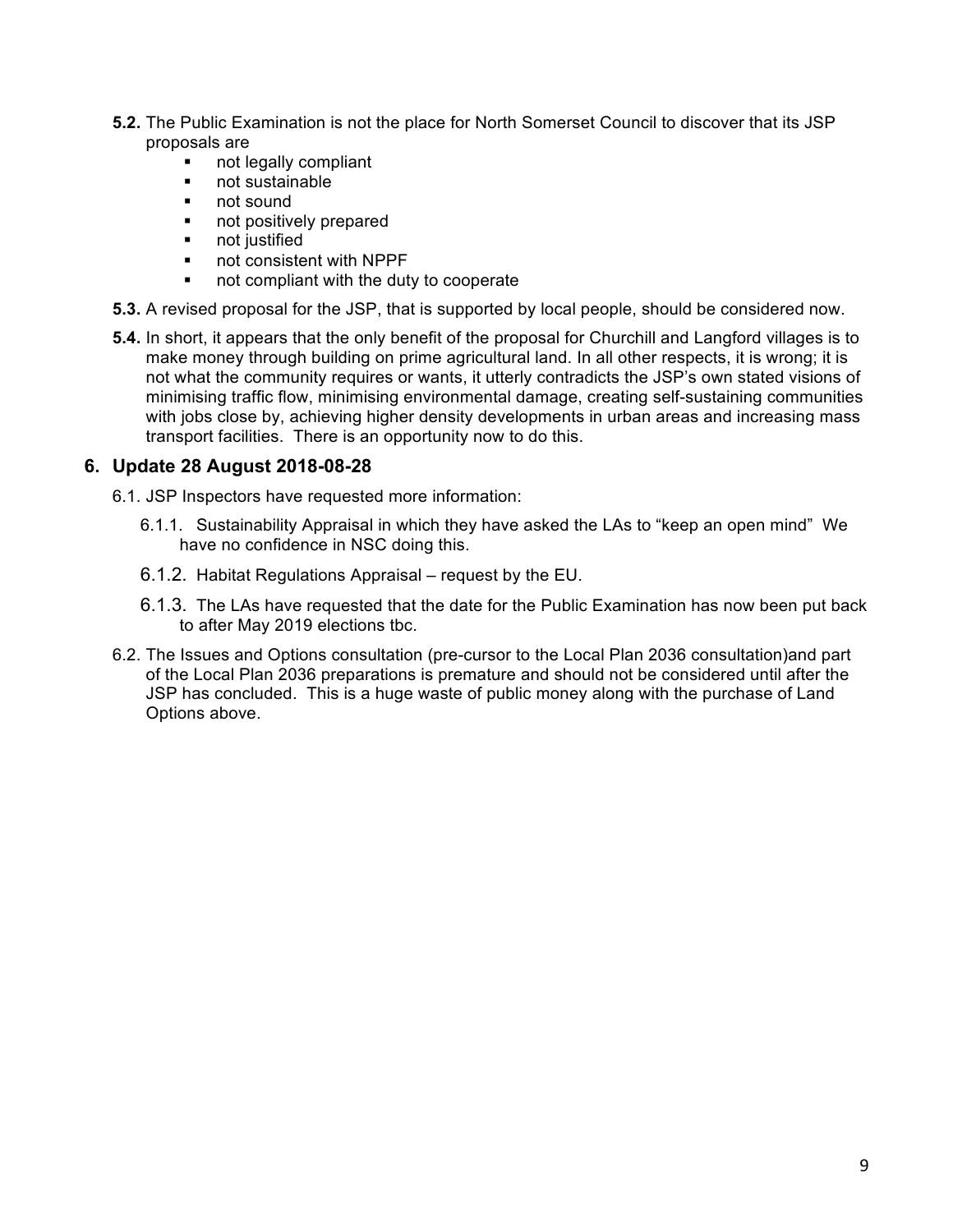**5.2.** The Public Examination is not the place for North Somerset Council to discover that its JSP proposals are

- not legally compliant
- not sustainable
- not sound
- not positively prepared
- not justified
- not consistent with NPPF
- not compliant with the duty to cooperate

**5.3.** A revised proposal for the JSP, that is supported by local people, should be considered now.

**5.4.** In short, it appears that the only benefit of the proposal for Churchill and Langford villages is to make money through building on prime agricultural land. In all other respects, it is wrong; it is not what the community requires or wants, it utterly contradicts the JSP's own stated visions of minimising traffic flow, minimising environmental damage, creating self-sustaining communities with jobs close by, achieving higher density developments in urban areas and increasing mass transport facilities. There is an opportunity now to do this.

## 6. Update 28 August 2018-08-28

6.1. JSP Inspectors have requested more information:

6.1.1. Sustainability Appraisal in which they have asked the LAs to "keep an open mind" We have no confidence in NSC doing this.

6.1.2. Habitat Regulations Appraisal – request by the EU.

6.1.3. The LAs have requested that the date for the Public Examination has now been put back to after May 2019 elections tbc.

6.2. The Issues and Options consultation (pre-cursor to the Local Plan 2036 consultation)and part of the Local Plan 2036 preparations is premature and should not be considered until after the JSP has concluded. This is a huge waste of public money along with the purchase of Land Options above.